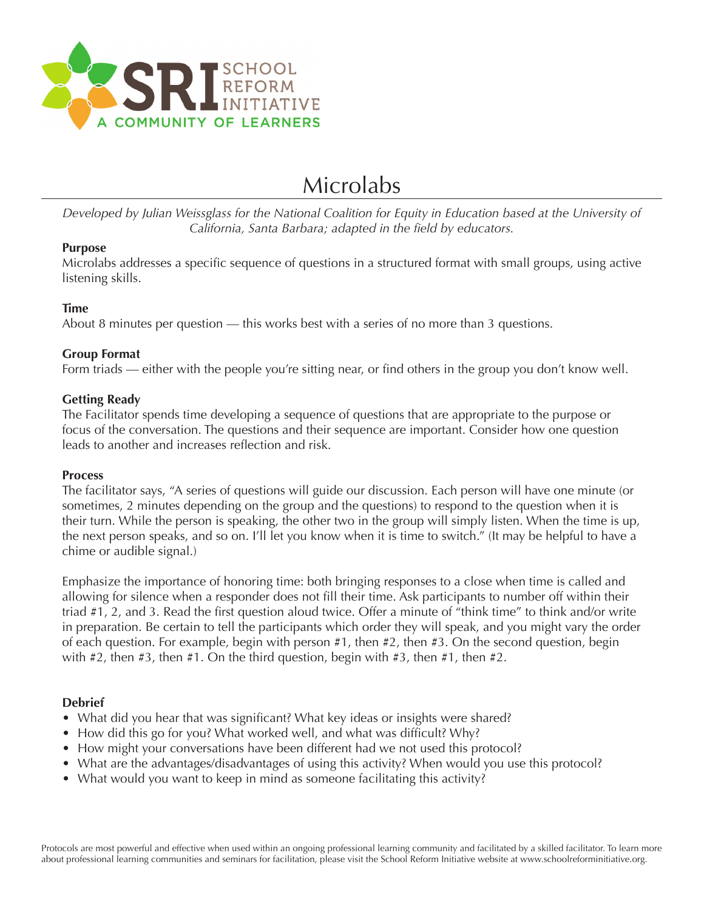SRI SCHOOL REFORM INITIATIVE
A COMMUNITY OF LEARNERS

# Microlabs

*Developed by Julian Weissglass for the National Coalition for Equity in Education based at the University of California, Santa Barbara; adapted in the field by educators.*

**Purpose**
Microlabs addresses a specific sequence of questions in a structured format with small groups, using active listening skills.

**Time**
About 8 minutes per question — this works best with a series of no more than 3 questions.

**Group Format**
Form triads — either with the people you're sitting near, or find others in the group you don't know well.

**Getting Ready**
The Facilitator spends time developing a sequence of questions that are appropriate to the purpose or focus of the conversation. The questions and their sequence are important. Consider how one question leads to another and increases reflection and risk.

**Process**
The facilitator says, "A series of questions will guide our discussion. Each person will have one minute (or sometimes, 2 minutes depending on the group and the questions) to respond to the question when it is their turn. While the person is speaking, the other two in the group will simply listen. When the time is up, the next person speaks, and so on. I'll let you know when it is time to switch." (It may be helpful to have a chime or audible signal.)

Emphasize the importance of honoring time: both bringing responses to a close when time is called and allowing for silence when a responder does not fill their time. Ask participants to number off within their triad #1, 2, and 3. Read the first question aloud twice. Offer a minute of "think time" to think and/or write in preparation. Be certain to tell the participants which order they will speak, and you might vary the order of each question. For example, begin with person #1, then #2, then #3. On the second question, begin with #2, then #3, then #1. On the third question, begin with #3, then #1, then #2.

**Debrief**

- What did you hear that was significant? What key ideas or insights were shared?
- How did this go for you? What worked well, and what was difficult? Why?
- How might your conversations have been different had we not used this protocol?
- What are the advantages/disadvantages of using this activity? When would you use this protocol?
- What would you want to keep in mind as someone facilitating this activity?

Protocols are most powerful and effective when used within an ongoing professional learning community and facilitated by a skilled facilitator. To learn more about professional learning communities and seminars for facilitation, please visit the School Reform Initiative website at www.schoolreforminitiative.org.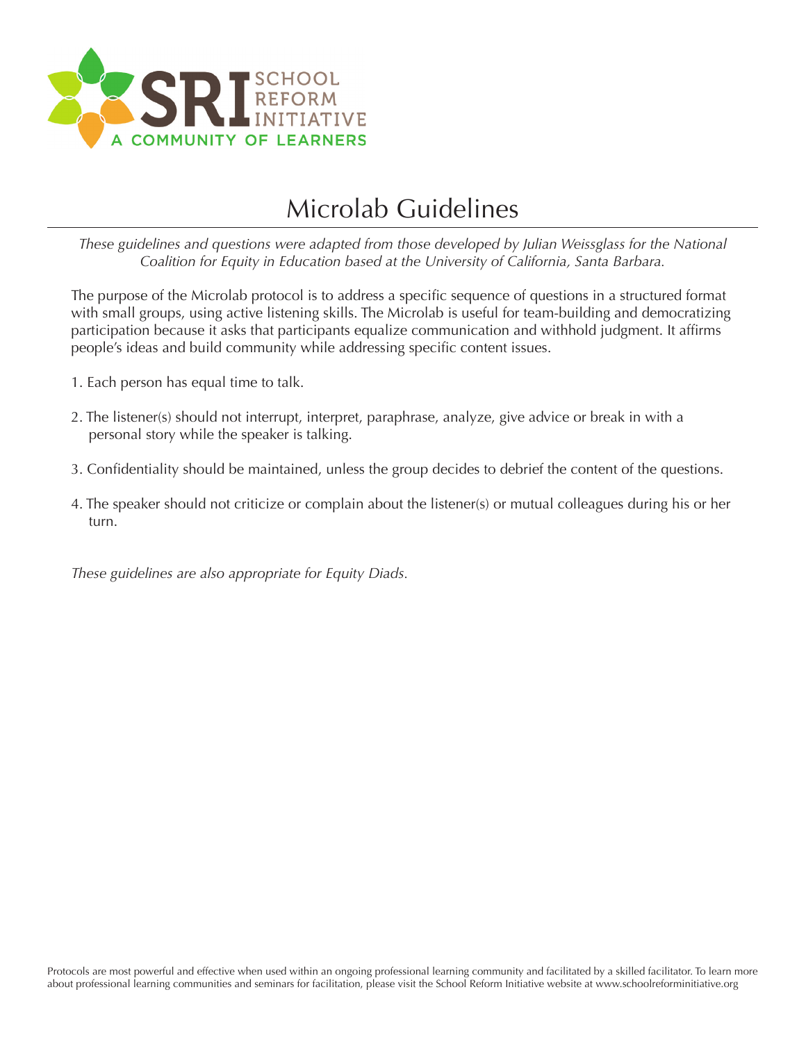# Microlab Guidelines

*These guidelines and questions were adapted from those developed by Julian Weissglass for the National Coalition for Equity in Education based at the University of California, Santa Barbara.*

The purpose of the Microlab protocol is to address a specific sequence of questions in a structured format with small groups, using active listening skills. The Microlab is useful for team-building and democratizing participation because it asks that participants equalize communication and withhold judgment. It affirms people's ideas and build community while addressing specific content issues.

1. Each person has equal time to talk.
2. The listener(s) should not interrupt, interpret, paraphrase, analyze, give advice or break in with a personal story while the speaker is talking.
3. Confidentiality should be maintained, unless the group decides to debrief the content of the questions.
4. The speaker should not criticize or complain about the listener(s) or mutual colleagues during his or her turn.

*These guidelines are also appropriate for Equity Diads.*

Protocols are most powerful and effective when used within an ongoing professional learning community and facilitated by a skilled facilitator. To learn more about professional learning communities and seminars for facilitation, please visit the School Reform Initiative website at www.schoolreforminitiative.org